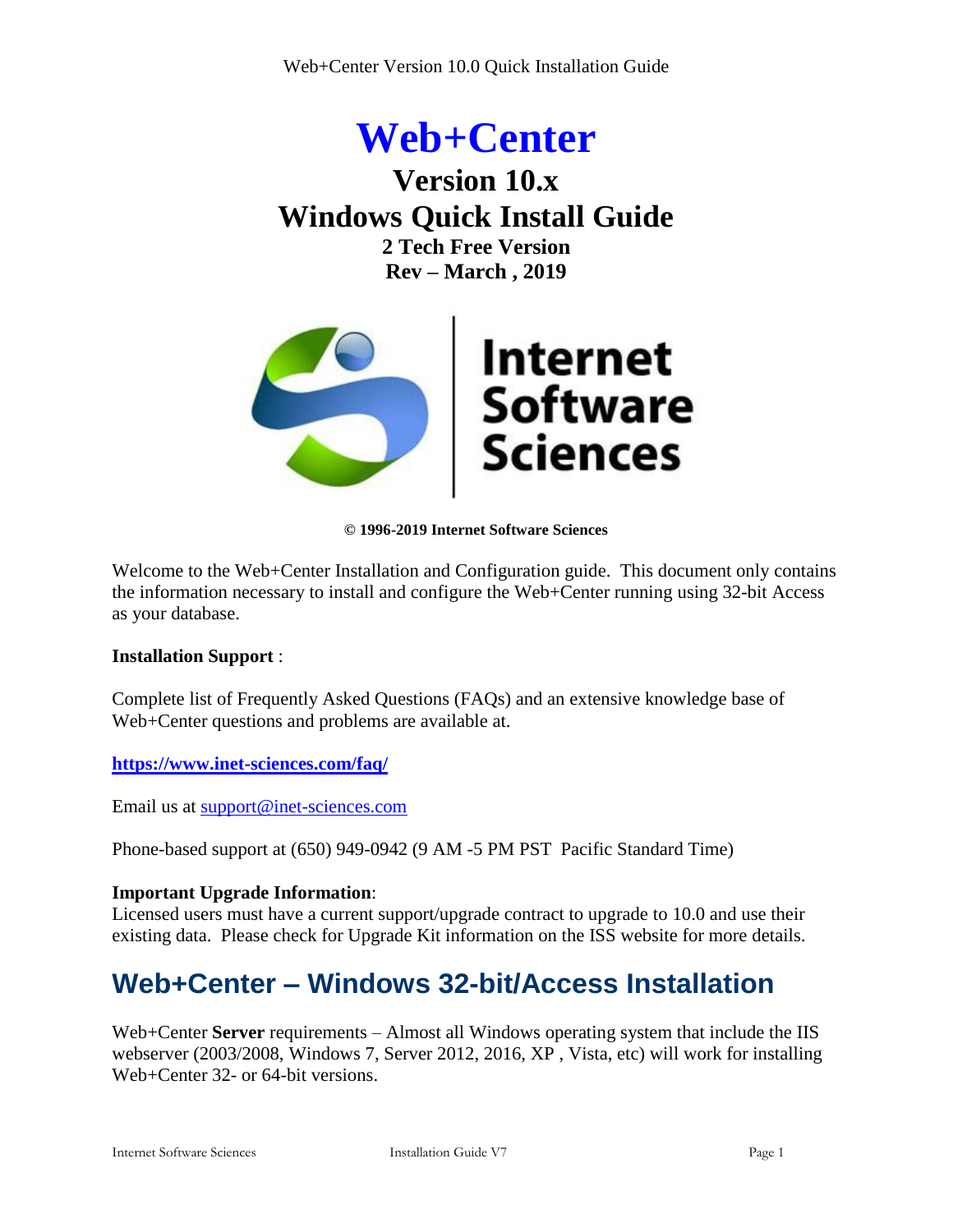# Web+Center

## Version 10.x
## Windows Quick Install Guide

**2 Tech Free Version**
**Rev – March , 2019**

Internet Software Sciences

**© 1996-2019 Internet Software Sciences**

Welcome to the Web+Center Installation and Configuration guide. This document only contains the information necessary to install and configure the Web+Center running using 32-bit Access as your database.

**Installation Support** :

Complete list of Frequently Asked Questions (FAQs) and an extensive knowledge base of Web+Center questions and problems are available at.

**https://www.inet-sciences.com/faq/**

Email us at support@inet-sciences.com

Phone-based support at (650) 949-0942 (9 AM -5 PM PST Pacific Standard Time)

**Important Upgrade Information**:
Licensed users must have a current support/upgrade contract to upgrade to 10.0 and use their existing data. Please check for Upgrade Kit information on the ISS website for more details.

## Web+Center – Windows 32-bit/Access Installation

Web+Center **Server** requirements – Almost all Windows operating system that include the IIS webserver (2003/2008, Windows 7, Server 2012, 2016, XP , Vista, etc) will work for installing Web+Center 32- or 64-bit versions.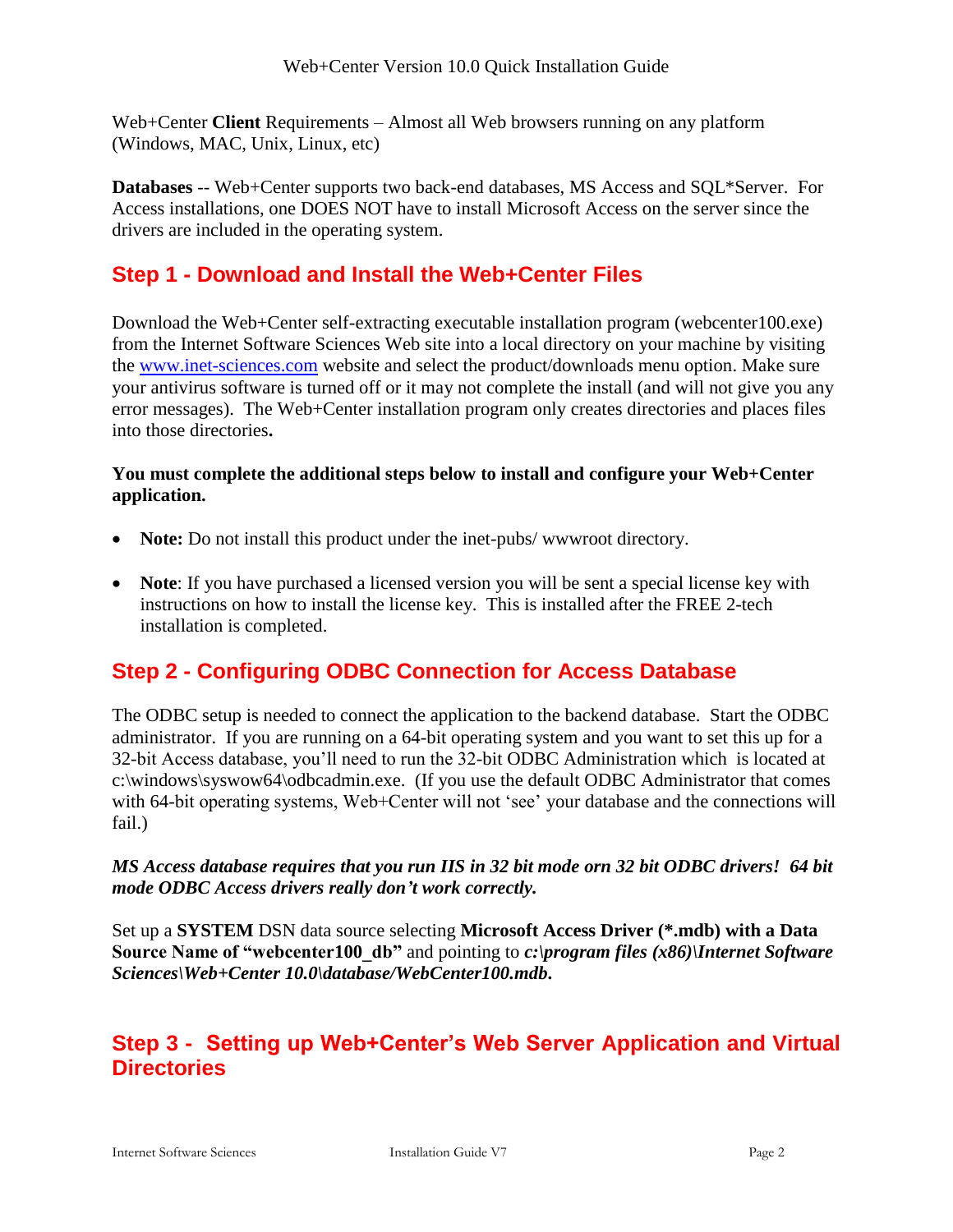Web+Center **Client** Requirements – Almost all Web browsers running on any platform (Windows, MAC, Unix, Linux, etc)

**Databases** -- Web+Center supports two back-end databases, MS Access and SQL*Server. For Access installations, one DOES NOT have to install Microsoft Access on the server since the drivers are included in the operating system.

## Step 1 - Download and Install the Web+Center Files

Download the Web+Center self-extracting executable installation program (webcenter100.exe) from the Internet Software Sciences Web site into a local directory on your machine by visiting the [www.inet-sciences.com](http://www.inet-sciences.com) website and select the product/downloads menu option. Make sure your antivirus software is turned off or it may not complete the install (and will not give you any error messages). The Web+Center installation program only creates directories and places files into those directories**.**

**You must complete the additional steps below to install and configure your Web+Center application.**

- **Note:** Do not install this product under the inet-pubs/ wwwroot directory.
- **Note**: If you have purchased a licensed version you will be sent a special license key with instructions on how to install the license key. This is installed after the FREE 2-tech installation is completed.

## Step 2 - Configuring ODBC Connection for Access Database

The ODBC setup is needed to connect the application to the backend database. Start the ODBC administrator. If you are running on a 64-bit operating system and you want to set this up for a 32-bit Access database, you'll need to run the 32-bit ODBC Administration which is located at c:\windows\syswow64\odbcadmin.exe. (If you use the default ODBC Administrator that comes with 64-bit operating systems, Web+Center will not 'see' your database and the connections will fail.)

***MS Access database requires that you run IIS in 32 bit mode orn 32 bit ODBC drivers! 64 bit mode ODBC Access drivers really don't work correctly.***

Set up a **SYSTEM** DSN data source selecting **Microsoft Access Driver (*.mdb) with a Data Source Name of "webcenter100_db"** and pointing to ***c:\program files (x86)\Internet Software Sciences\Web+Center 10.0\database/WebCenter100.mdb.***

## Step 3 - Setting up Web+Center's Web Server Application and Virtual Directories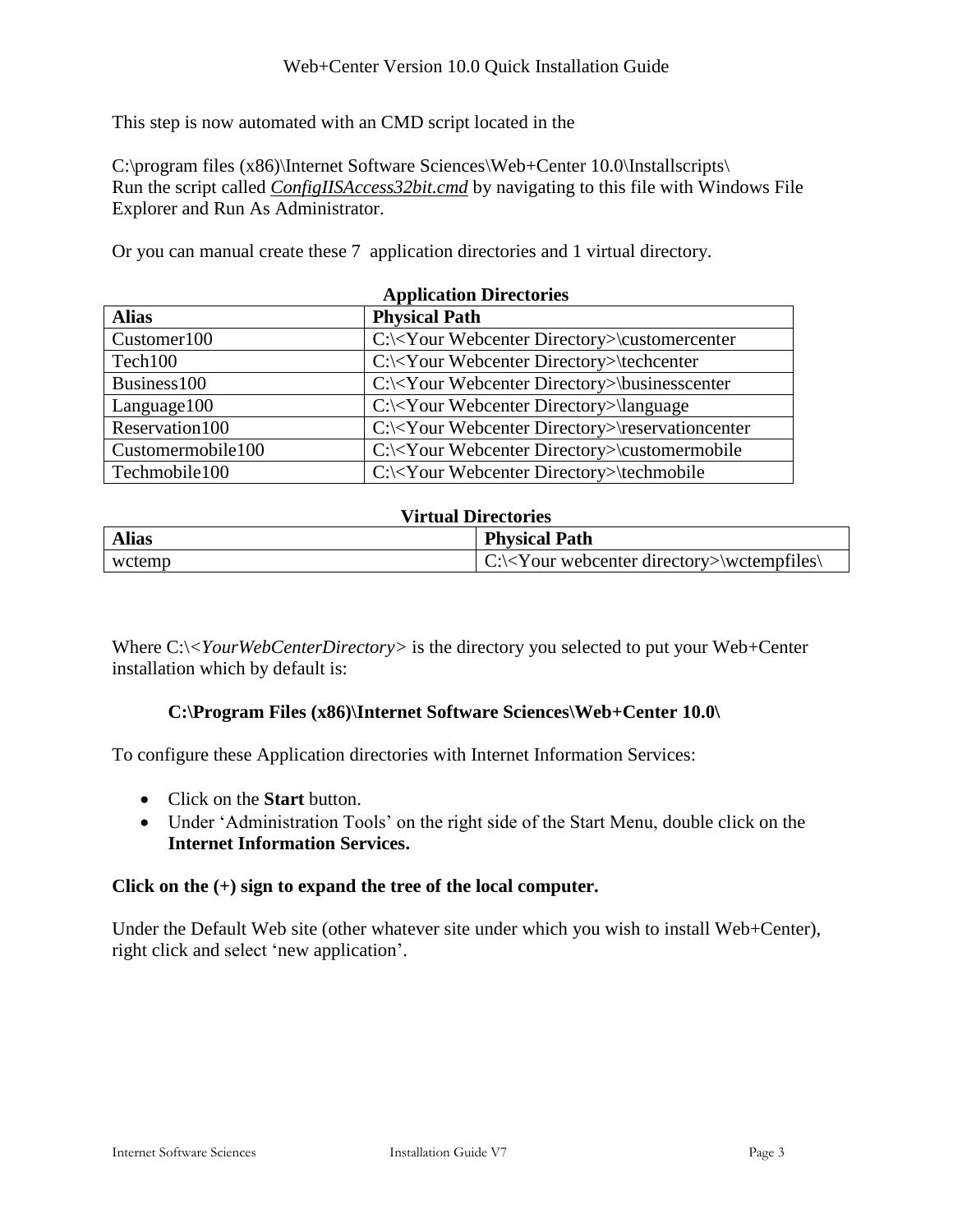This step is now automated with an CMD script located in the

C:\program files (x86)\Internet Software Sciences\Web+Center 10.0\Installscripts\
Run the script called ***ConfigIISAccess32bit.cmd*** by navigating to this file with Windows File Explorer and Run As Administrator.

Or you can manual create these 7 application directories and 1 virtual directory.

**Application Directories**

| **Alias** | **Physical Path** |
|---|---|
| Customer100 | C:\<Your Webcenter Directory>\customercenter |
| Tech100 | C:\<Your Webcenter Directory>\techcenter |
| Business100 | C:\<Your Webcenter Directory>\businesscenter |
| Language100 | C:\<Your Webcenter Directory>\language |
| Reservation100 | C:\<Your Webcenter Directory>\reservationcenter |
| Customermobile100 | C:\<Your Webcenter Directory>\customermobile |
| Techmobile100 | C:\<Your Webcenter Directory>\techmobile |

**Virtual Directories**

| **Alias** | **Physical Path** |
|---|---|
| wctemp | C:\<Your webcenter directory>\wctempfiles\ |

Where C:\<*YourWebCenterDirectory*> is the directory you selected to put your Web+Center installation which by default is:

**C:\Program Files (x86)\Internet Software Sciences\Web+Center 10.0\**

To configure these Application directories with Internet Information Services:

- Click on the **Start** button.
- Under 'Administration Tools' on the right side of the Start Menu, double click on the **Internet Information Services.**

**Click on the (+) sign to expand the tree of the local computer.**

Under the Default Web site (other whatever site under which you wish to install Web+Center), right click and select 'new application'.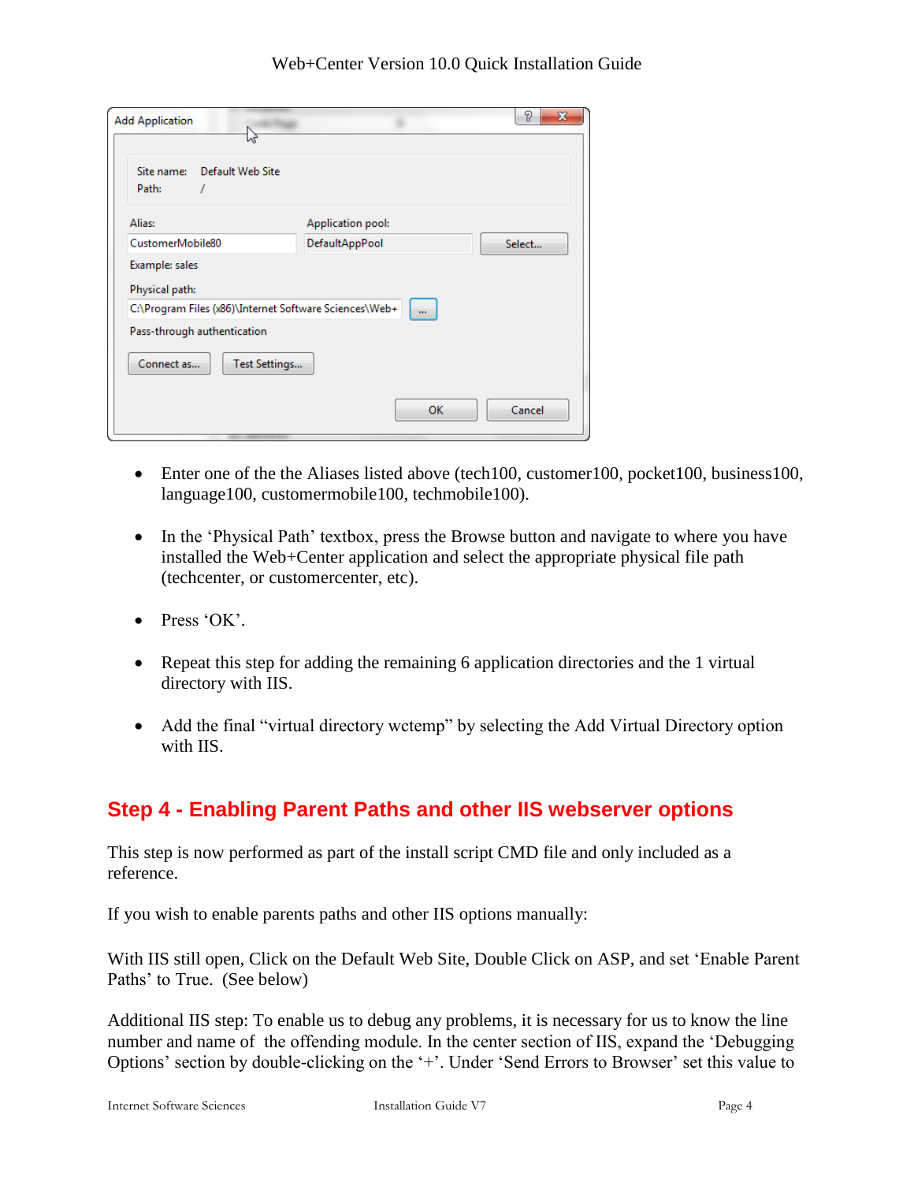- Enter one of the the Aliases listed above (tech100, customer100, pocket100, business100, language100, customermobile100, techmobile100).

- In the 'Physical Path' textbox, press the Browse button and navigate to where you have installed the Web+Center application and select the appropriate physical file path (techcenter, or customercenter, etc).

- Press 'OK'.

- Repeat this step for adding the remaining 6 application directories and the 1 virtual directory with IIS.

- Add the final "virtual directory wctemp" by selecting the Add Virtual Directory option with IIS.

## Step 4 - Enabling Parent Paths and other IIS webserver options

This step is now performed as part of the install script CMD file and only included as a reference.

If you wish to enable parents paths and other IIS options manually:

With IIS still open, Click on the Default Web Site, Double Click on ASP, and set 'Enable Parent Paths' to True. (See below)

Additional IIS step: To enable us to debug any problems, it is necessary for us to know the line number and name of the offending module. In the center section of IIS, expand the 'Debugging Options' section by double-clicking on the '+'. Under 'Send Errors to Browser' set this value to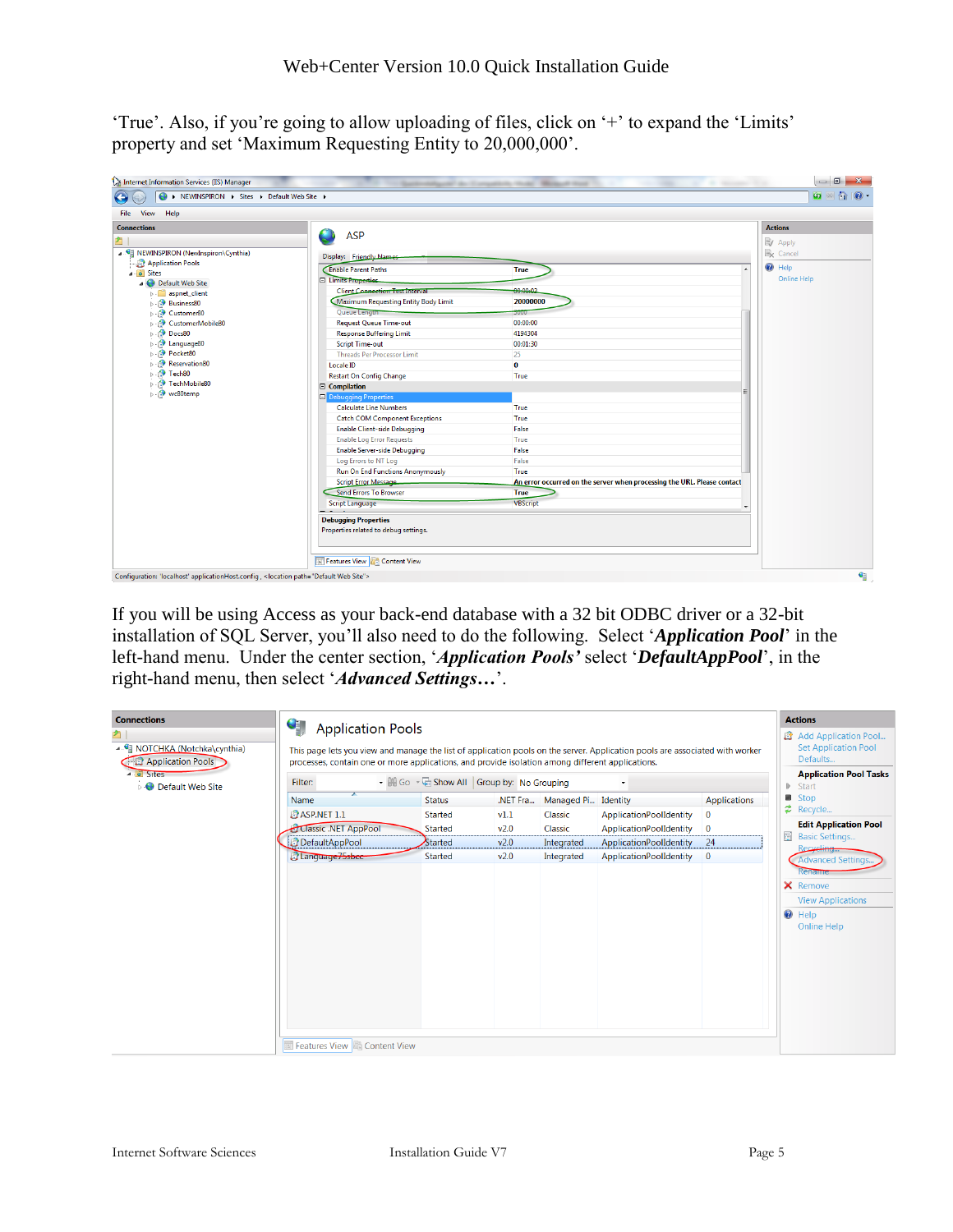'True'. Also, if you're going to allow uploading of files, click on '+' to expand the 'Limits' property and set 'Maximum Requesting Entity to 20,000,000'.

If you will be using Access as your back-end database with a 32 bit ODBC driver or a 32-bit installation of SQL Server, you'll also need to do the following. Select '***Application Pool***' in the left-hand menu. Under the center section, '***Application Pools'*** select '***DefaultAppPool***', in the right-hand menu, then select '***Advanced Settings…***'.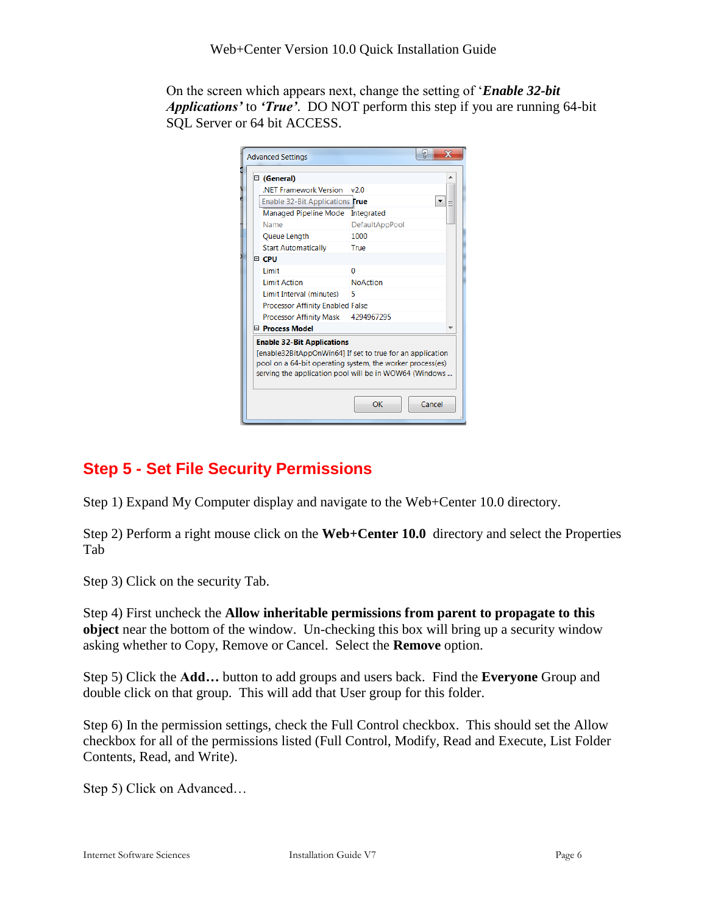On the screen which appears next, change the setting of '***Enable 32-bit Applications'*** to ***'True'***. DO NOT perform this step if you are running 64-bit SQL Server or 64 bit ACCESS.

## Step 5 - Set File Security Permissions

Step 1) Expand My Computer display and navigate to the Web+Center 10.0 directory.

Step 2) Perform a right mouse click on the **Web+Center 10.0** directory and select the Properties Tab

Step 3) Click on the security Tab.

Step 4) First uncheck the **Allow inheritable permissions from parent to propagate to this object** near the bottom of the window. Un-checking this box will bring up a security window asking whether to Copy, Remove or Cancel. Select the **Remove** option.

Step 5) Click the **Add…** button to add groups and users back. Find the **Everyone** Group and double click on that group. This will add that User group for this folder.

Step 6) In the permission settings, check the Full Control checkbox. This should set the Allow checkbox for all of the permissions listed (Full Control, Modify, Read and Execute, List Folder Contents, Read, and Write).

Step 5) Click on Advanced…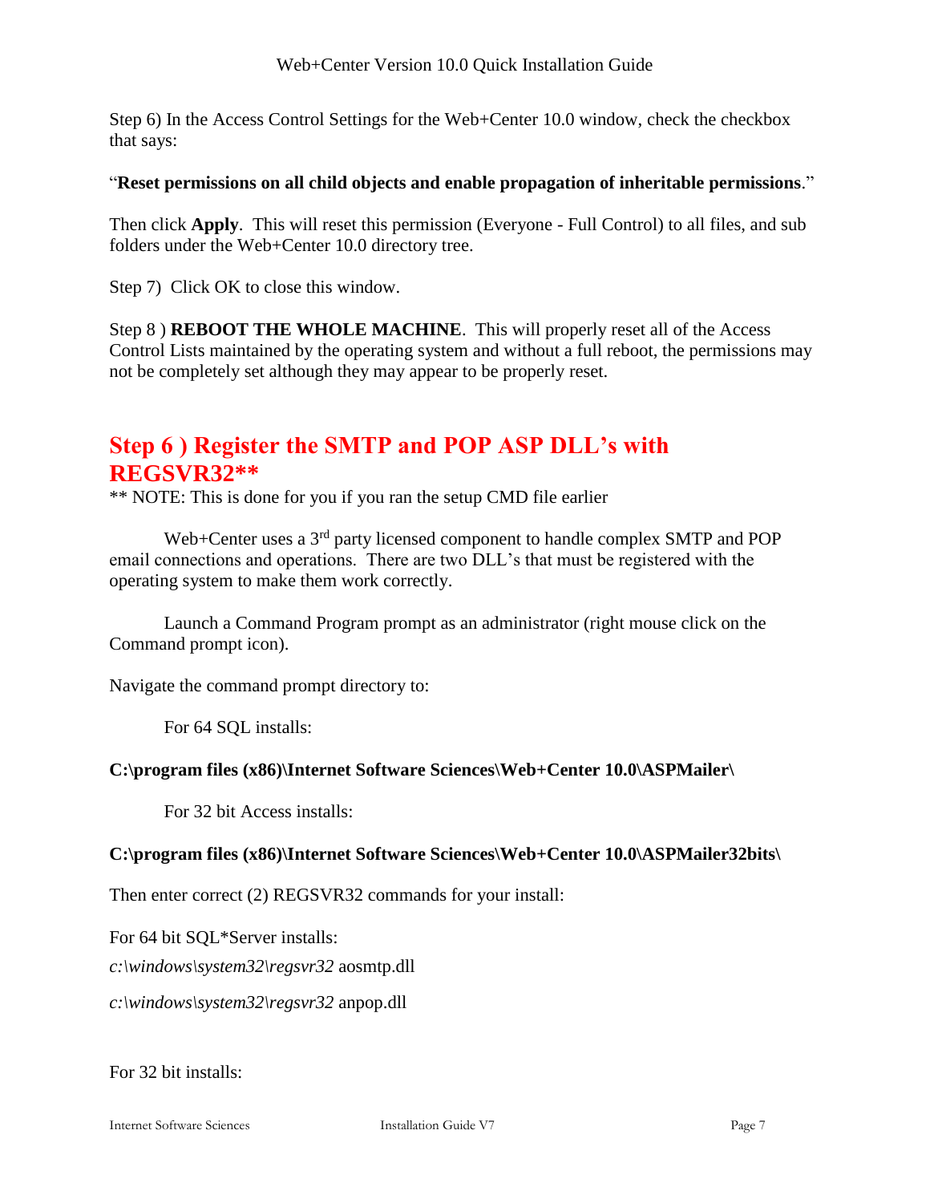Step 6) In the Access Control Settings for the Web+Center 10.0 window, check the checkbox that says:

"**Reset permissions on all child objects and enable propagation of inheritable permissions**."

Then click **Apply**. This will reset this permission (Everyone - Full Control) to all files, and sub folders under the Web+Center 10.0 directory tree.

Step 7) Click OK to close this window.

Step 8 ) **REBOOT THE WHOLE MACHINE**. This will properly reset all of the Access Control Lists maintained by the operating system and without a full reboot, the permissions may not be completely set although they may appear to be properly reset.

## Step 6 ) Register the SMTP and POP ASP DLL's with REGSVR32**

** NOTE: This is done for you if you ran the setup CMD file earlier

Web+Center uses a 3rd party licensed component to handle complex SMTP and POP email connections and operations. There are two DLL's that must be registered with the operating system to make them work correctly.

Launch a Command Program prompt as an administrator (right mouse click on the Command prompt icon).

Navigate the command prompt directory to:

For 64 SQL installs:

**C:\program files (x86)\Internet Software Sciences\Web+Center 10.0\ASPMailer\**

For 32 bit Access installs:

**C:\program files (x86)\Internet Software Sciences\Web+Center 10.0\ASPMailer32bits\**

Then enter correct (2) REGSVR32 commands for your install:

For 64 bit SQL*Server installs:

*c:\windows\system32\regsvr32* aosmtp.dll

*c:\windows\system32\regsvr32* anpop.dll

For 32 bit installs: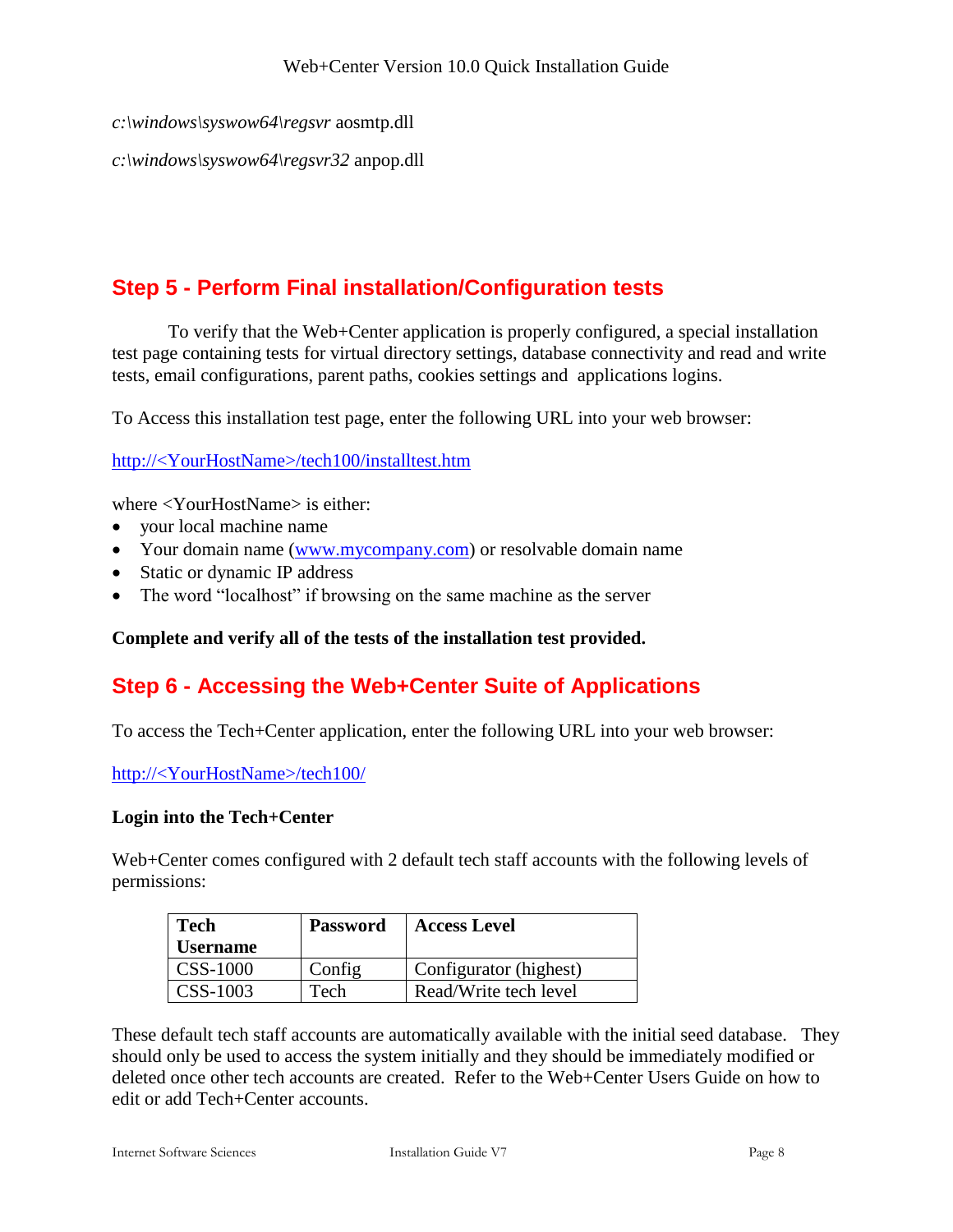*c:\windows\syswow64\regsvr* aosmtp.dll

*c:\windows\syswow64\regsvr32* anpop.dll

## Step 5 - Perform Final installation/Configuration tests

To verify that the Web+Center application is properly configured, a special installation test page containing tests for virtual directory settings, database connectivity and read and write tests, email configurations, parent paths, cookies settings and applications logins.

To Access this installation test page, enter the following URL into your web browser:

http://<YourHostName>/tech100/installtest.htm

where <YourHostName> is either:

- your local machine name
- Your domain name (www.mycompany.com) or resolvable domain name
- Static or dynamic IP address
- The word "localhost" if browsing on the same machine as the server

**Complete and verify all of the tests of the installation test provided.**

## Step 6 - Accessing the Web+Center Suite of Applications

To access the Tech+Center application, enter the following URL into your web browser:

http://<YourHostName>/tech100/

**Login into the Tech+Center**

Web+Center comes configured with 2 default tech staff accounts with the following levels of permissions:

| Tech Username | Password | Access Level |
|---|---|---|
| CSS-1000 | Config | Configurator (highest) |
| CSS-1003 | Tech | Read/Write tech level |

These default tech staff accounts are automatically available with the initial seed database. They should only be used to access the system initially and they should be immediately modified or deleted once other tech accounts are created. Refer to the Web+Center Users Guide on how to edit or add Tech+Center accounts.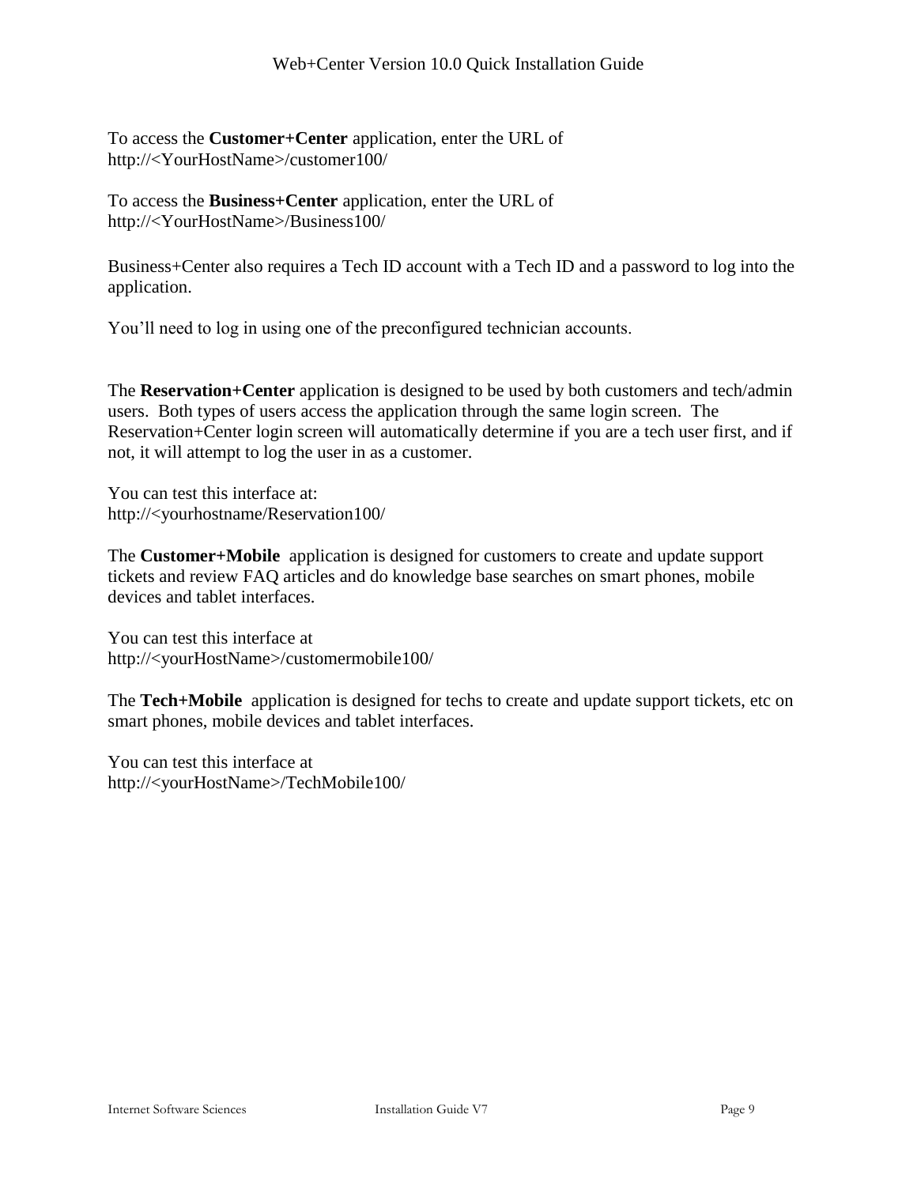To access the **Customer+Center** application, enter the URL of http://<YourHostName>/customer100/

To access the **Business+Center** application, enter the URL of http://<YourHostName>/Business100/

Business+Center also requires a Tech ID account with a Tech ID and a password to log into the application.

You'll need to log in using one of the preconfigured technician accounts.

The **Reservation+Center** application is designed to be used by both customers and tech/admin users. Both types of users access the application through the same login screen. The Reservation+Center login screen will automatically determine if you are a tech user first, and if not, it will attempt to log the user in as a customer.

You can test this interface at:
http://<yourhostname/Reservation100/

The **Customer+Mobile** application is designed for customers to create and update support tickets and review FAQ articles and do knowledge base searches on smart phones, mobile devices and tablet interfaces.

You can test this interface at
http://<yourHostName>/customermobile100/

The **Tech+Mobile** application is designed for techs to create and update support tickets, etc on smart phones, mobile devices and tablet interfaces.

You can test this interface at
http://<yourHostName>/TechMobile100/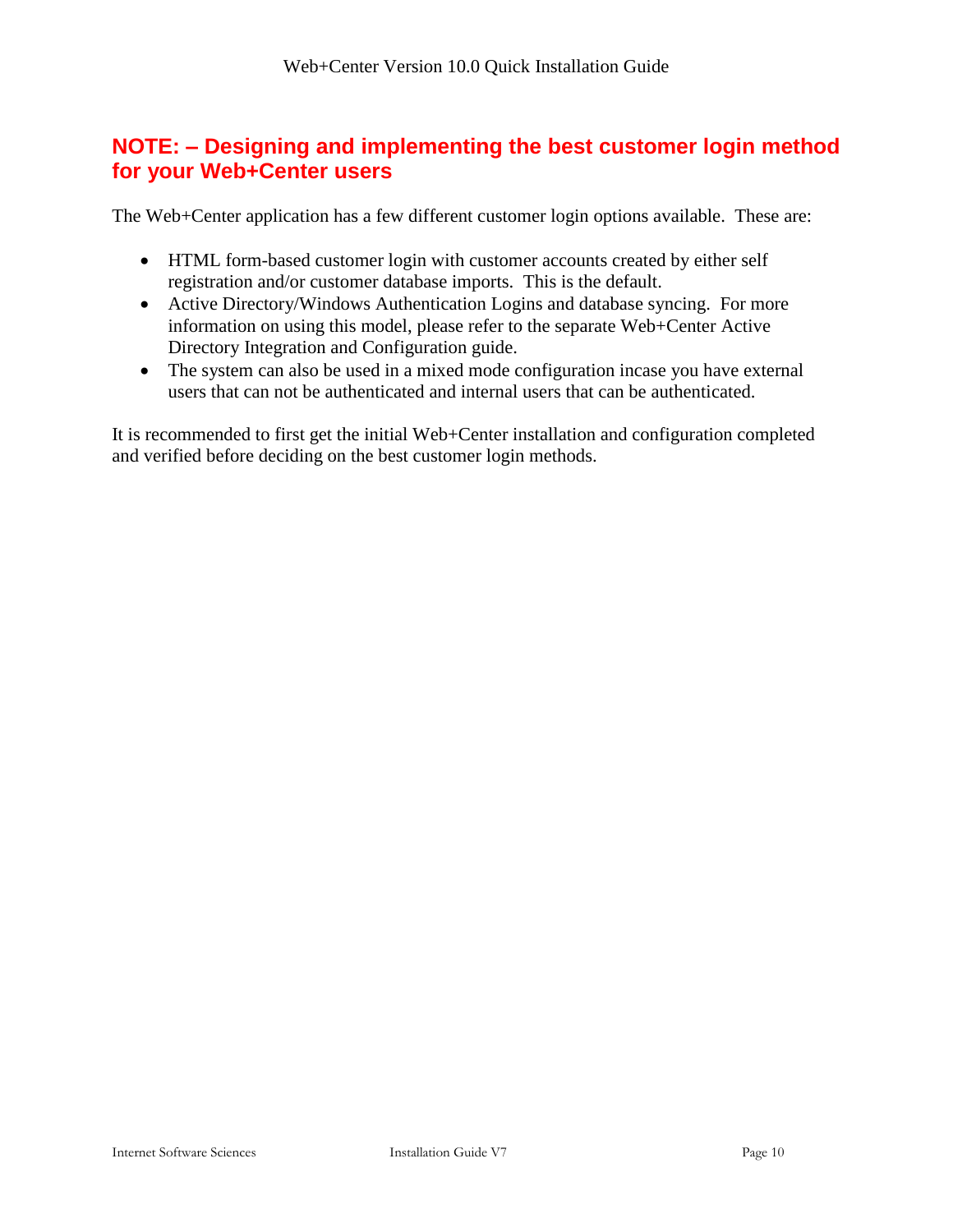## NOTE: – Designing and implementing the best customer login method for your Web+Center users

The Web+Center application has a few different customer login options available. These are:

- HTML form-based customer login with customer accounts created by either self registration and/or customer database imports. This is the default.
- Active Directory/Windows Authentication Logins and database syncing. For more information on using this model, please refer to the separate Web+Center Active Directory Integration and Configuration guide.
- The system can also be used in a mixed mode configuration incase you have external users that can not be authenticated and internal users that can be authenticated.

It is recommended to first get the initial Web+Center installation and configuration completed and verified before deciding on the best customer login methods.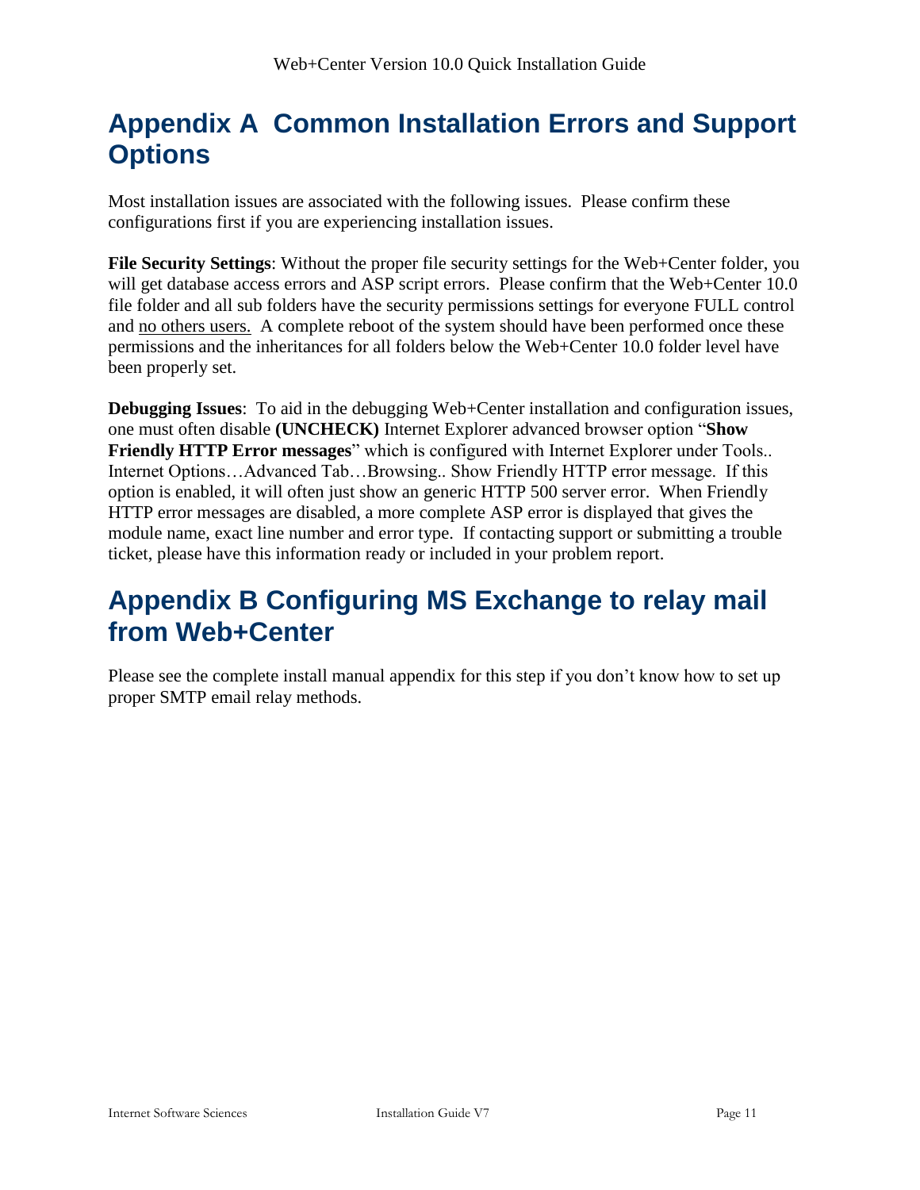# Appendix A Common Installation Errors and Support Options

Most installation issues are associated with the following issues. Please confirm these configurations first if you are experiencing installation issues.

**File Security Settings**: Without the proper file security settings for the Web+Center folder, you will get database access errors and ASP script errors. Please confirm that the Web+Center 10.0 file folder and all sub folders have the security permissions settings for everyone FULL control and <u>no others users.</u> A complete reboot of the system should have been performed once these permissions and the inheritances for all folders below the Web+Center 10.0 folder level have been properly set.

**Debugging Issues**: To aid in the debugging Web+Center installation and configuration issues, one must often disable **(UNCHECK)** Internet Explorer advanced browser option "**Show Friendly HTTP Error messages**" which is configured with Internet Explorer under Tools.. Internet Options…Advanced Tab…Browsing.. Show Friendly HTTP error message. If this option is enabled, it will often just show an generic HTTP 500 server error. When Friendly HTTP error messages are disabled, a more complete ASP error is displayed that gives the module name, exact line number and error type. If contacting support or submitting a trouble ticket, please have this information ready or included in your problem report.

# Appendix B Configuring MS Exchange to relay mail from Web+Center

Please see the complete install manual appendix for this step if you don't know how to set up proper SMTP email relay methods.